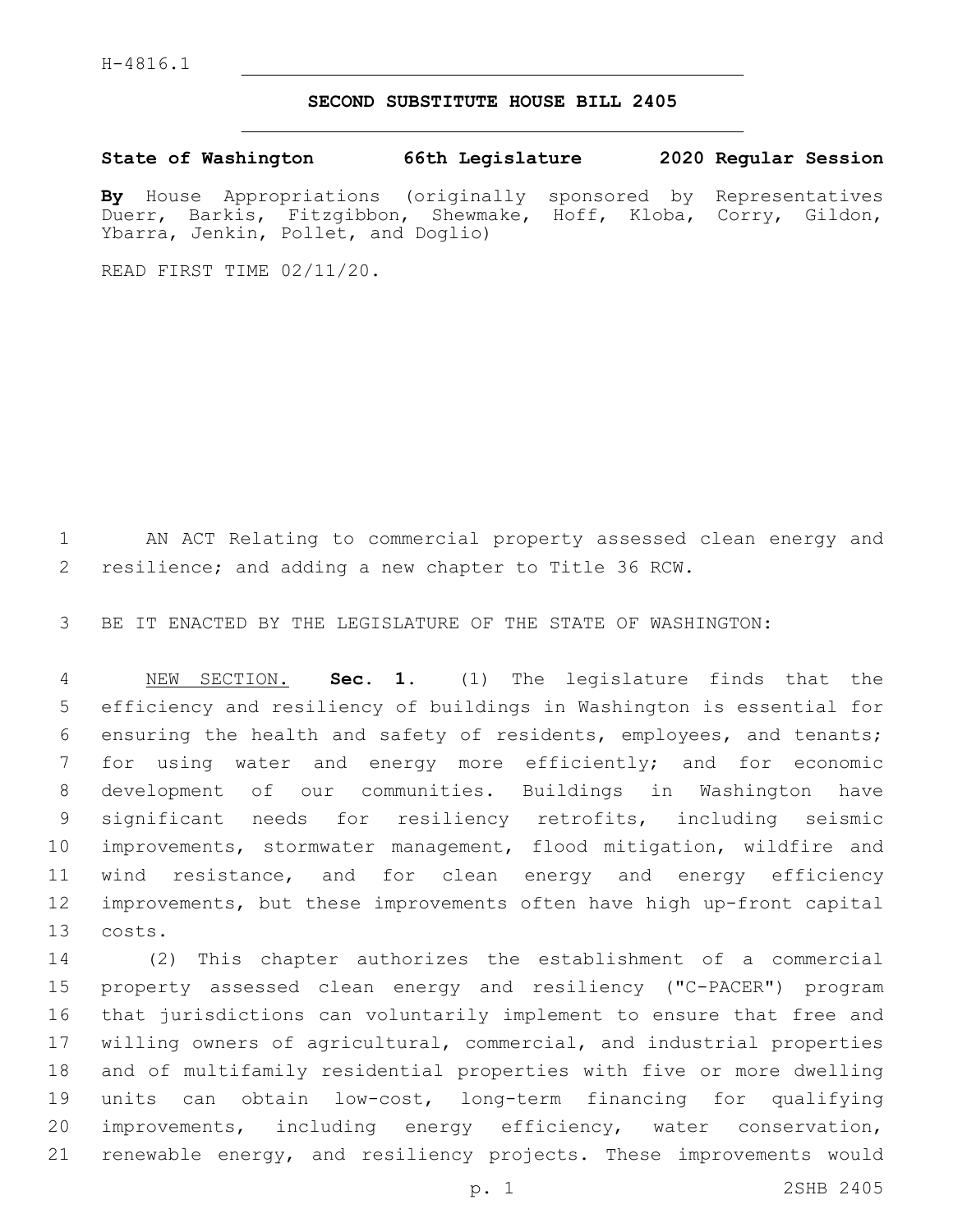H-4816.1

# SECOND SUBSTITUTE HOUSE BILL 2405

**State of Washington 66th Legislature 2020 Regular Session**

**By** House Appropriations (originally sponsored by Representatives Duerr, Barkis, Fitzgibbon, Shewmake, Hoff, Kloba, Corry, Gildon, Ybarra, Jenkin, Pollet, and Doglio)

READ FIRST TIME 02/11/20.

AN ACT Relating to commercial property assessed clean energy and resilience; and adding a new chapter to Title 36 RCW.

BE IT ENACTED BY THE LEGISLATURE OF THE STATE OF WASHINGTON:

NEW SECTION. **Sec. 1.** (1) The legislature finds that the efficiency and resiliency of buildings in Washington is essential for ensuring the health and safety of residents, employees, and tenants; for using water and energy more efficiently; and for economic development of our communities. Buildings in Washington have significant needs for resiliency retrofits, including seismic improvements, stormwater management, flood mitigation, wildfire and wind resistance, and for clean energy and energy efficiency improvements, but these improvements often have high up-front capital costs.

(2) This chapter authorizes the establishment of a commercial property assessed clean energy and resiliency ("C-PACER") program that jurisdictions can voluntarily implement to ensure that free and willing owners of agricultural, commercial, and industrial properties and of multifamily residential properties with five or more dwelling units can obtain low-cost, long-term financing for qualifying improvements, including energy efficiency, water conservation, renewable energy, and resiliency projects. These improvements would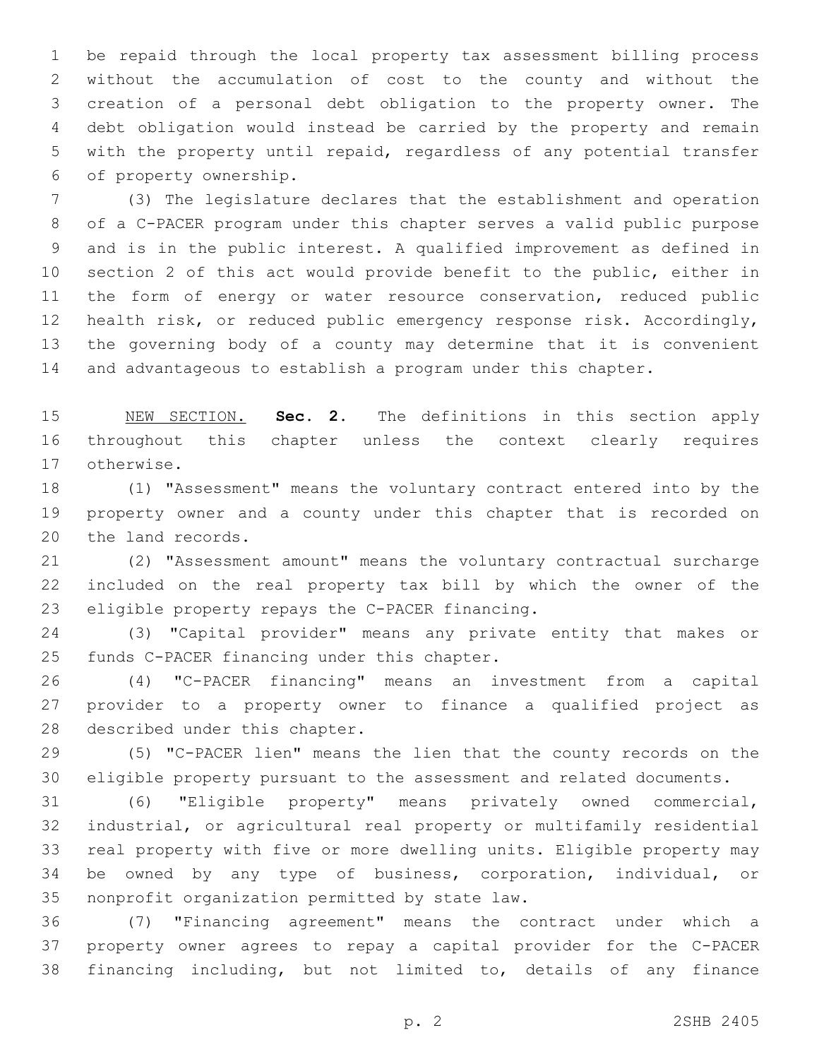be repaid through the local property tax assessment billing process without the accumulation of cost to the county and without the creation of a personal debt obligation to the property owner. The debt obligation would instead be carried by the property and remain with the property until repaid, regardless of any potential transfer of property ownership.

(3) The legislature declares that the establishment and operation of a C-PACER program under this chapter serves a valid public purpose and is in the public interest. A qualified improvement as defined in section 2 of this act would provide benefit to the public, either in the form of energy or water resource conservation, reduced public health risk, or reduced public emergency response risk. Accordingly, the governing body of a county may determine that it is convenient and advantageous to establish a program under this chapter.

NEW SECTION. **Sec. 2.** The definitions in this section apply throughout this chapter unless the context clearly requires otherwise.

(1) "Assessment" means the voluntary contract entered into by the property owner and a county under this chapter that is recorded on the land records.

(2) "Assessment amount" means the voluntary contractual surcharge included on the real property tax bill by which the owner of the eligible property repays the C-PACER financing.

(3) "Capital provider" means any private entity that makes or funds C-PACER financing under this chapter.

(4) "C-PACER financing" means an investment from a capital provider to a property owner to finance a qualified project as described under this chapter.

(5) "C-PACER lien" means the lien that the county records on the eligible property pursuant to the assessment and related documents.

(6) "Eligible property" means privately owned commercial, industrial, or agricultural real property or multifamily residential real property with five or more dwelling units. Eligible property may be owned by any type of business, corporation, individual, or nonprofit organization permitted by state law.

(7) "Financing agreement" means the contract under which a property owner agrees to repay a capital provider for the C-PACER financing including, but not limited to, details of any finance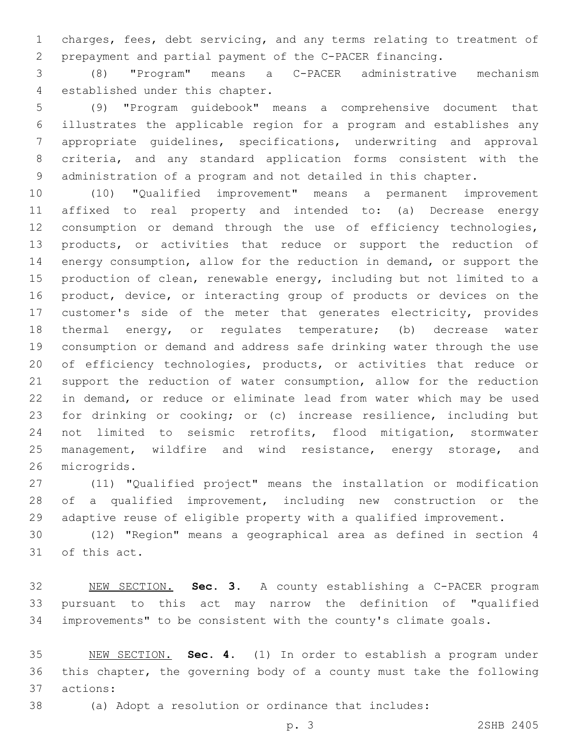charges, fees, debt servicing, and any terms relating to treatment of prepayment and partial payment of the C-PACER financing.

(8) "Program" means a C-PACER administrative mechanism established under this chapter.

(9) "Program guidebook" means a comprehensive document that illustrates the applicable region for a program and establishes any appropriate guidelines, specifications, underwriting and approval criteria, and any standard application forms consistent with the administration of a program and not detailed in this chapter.

(10) "Qualified improvement" means a permanent improvement affixed to real property and intended to: (a) Decrease energy consumption or demand through the use of efficiency technologies, products, or activities that reduce or support the reduction of energy consumption, allow for the reduction in demand, or support the production of clean, renewable energy, including but not limited to a product, device, or interacting group of products or devices on the customer's side of the meter that generates electricity, provides thermal energy, or regulates temperature; (b) decrease water consumption or demand and address safe drinking water through the use of efficiency technologies, products, or activities that reduce or support the reduction of water consumption, allow for the reduction in demand, or reduce or eliminate lead from water which may be used for drinking or cooking; or (c) increase resilience, including but not limited to seismic retrofits, flood mitigation, stormwater management, wildfire and wind resistance, energy storage, and microgrids.

(11) "Qualified project" means the installation or modification of a qualified improvement, including new construction or the adaptive reuse of eligible property with a qualified improvement.

(12) "Region" means a geographical area as defined in section 4 of this act.

NEW SECTION. **Sec. 3.** A county establishing a C-PACER program pursuant to this act may narrow the definition of "qualified improvements" to be consistent with the county's climate goals.

NEW SECTION. **Sec. 4.** (1) In order to establish a program under this chapter, the governing body of a county must take the following actions:

(a) Adopt a resolution or ordinance that includes: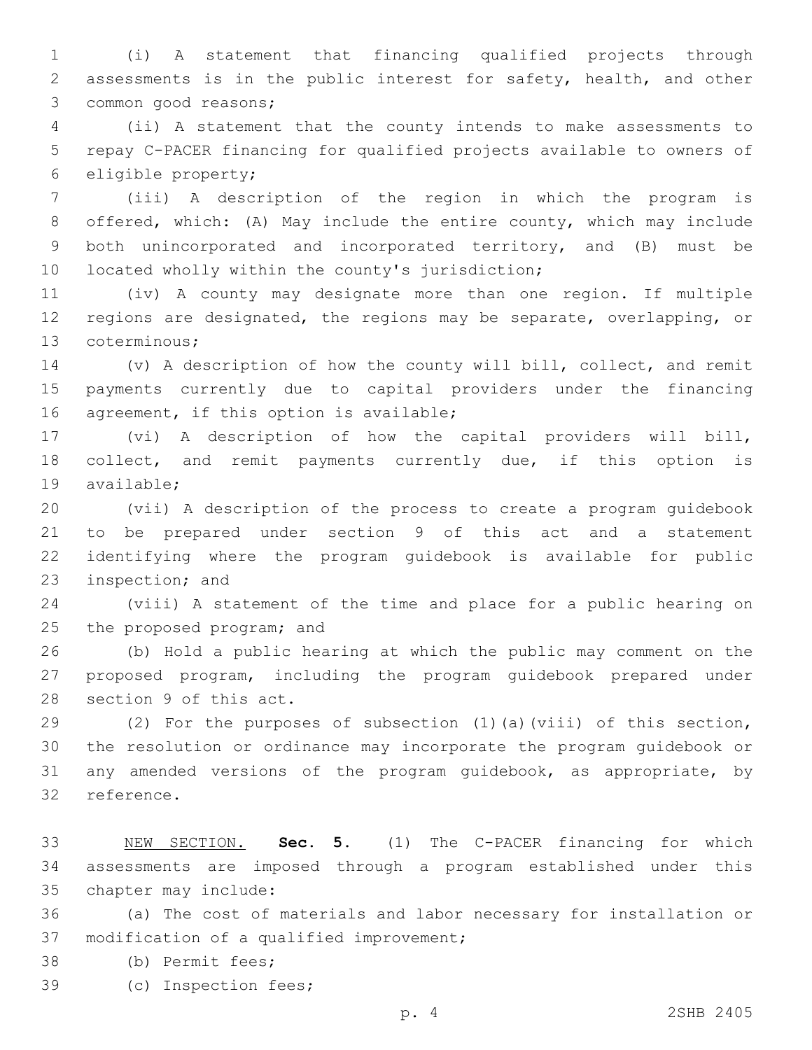(i) A statement that financing qualified projects through assessments is in the public interest for safety, health, and other common good reasons;

(ii) A statement that the county intends to make assessments to repay C-PACER financing for qualified projects available to owners of eligible property;

(iii) A description of the region in which the program is offered, which: (A) May include the entire county, which may include both unincorporated and incorporated territory, and (B) must be located wholly within the county's jurisdiction;

(iv) A county may designate more than one region. If multiple regions are designated, the regions may be separate, overlapping, or coterminous;

(v) A description of how the county will bill, collect, and remit payments currently due to capital providers under the financing agreement, if this option is available;

(vi) A description of how the capital providers will bill, collect, and remit payments currently due, if this option is available;

(vii) A description of the process to create a program guidebook to be prepared under section 9 of this act and a statement identifying where the program guidebook is available for public inspection; and

(viii) A statement of the time and place for a public hearing on the proposed program; and

(b) Hold a public hearing at which the public may comment on the proposed program, including the program guidebook prepared under section 9 of this act.

(2) For the purposes of subsection (1)(a)(viii) of this section, the resolution or ordinance may incorporate the program guidebook or any amended versions of the program guidebook, as appropriate, by reference.

NEW SECTION. **Sec. 5.** (1) The C-PACER financing for which assessments are imposed through a program established under this chapter may include:

(a) The cost of materials and labor necessary for installation or modification of a qualified improvement;

(b) Permit fees;

(c) Inspection fees;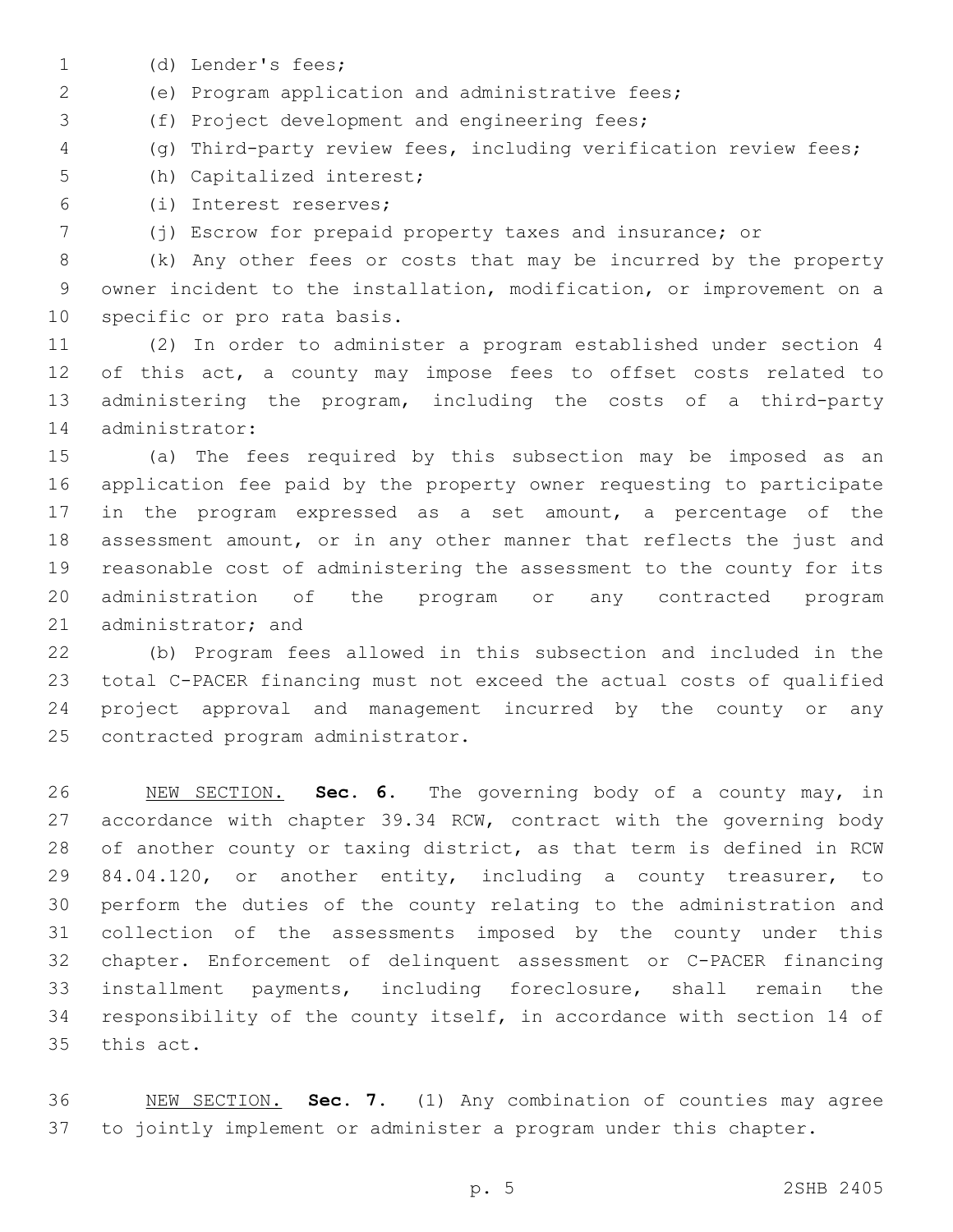(d) Lender's fees;

(e) Program application and administrative fees;

(f) Project development and engineering fees;

(g) Third-party review fees, including verification review fees;

(h) Capitalized interest;

(i) Interest reserves;

(j) Escrow for prepaid property taxes and insurance; or

(k) Any other fees or costs that may be incurred by the property owner incident to the installation, modification, or improvement on a specific or pro rata basis.

(2) In order to administer a program established under section 4 of this act, a county may impose fees to offset costs related to administering the program, including the costs of a third-party administrator:

(a) The fees required by this subsection may be imposed as an application fee paid by the property owner requesting to participate in the program expressed as a set amount, a percentage of the assessment amount, or in any other manner that reflects the just and reasonable cost of administering the assessment to the county for its administration of the program or any contracted program administrator; and

(b) Program fees allowed in this subsection and included in the total C-PACER financing must not exceed the actual costs of qualified project approval and management incurred by the county or any contracted program administrator.

NEW SECTION. **Sec. 6.** The governing body of a county may, in accordance with chapter 39.34 RCW, contract with the governing body of another county or taxing district, as that term is defined in RCW 84.04.120, or another entity, including a county treasurer, to perform the duties of the county relating to the administration and collection of the assessments imposed by the county under this chapter. Enforcement of delinquent assessment or C-PACER financing installment payments, including foreclosure, shall remain the responsibility of the county itself, in accordance with section 14 of this act.

NEW SECTION. **Sec. 7.** (1) Any combination of counties may agree to jointly implement or administer a program under this chapter.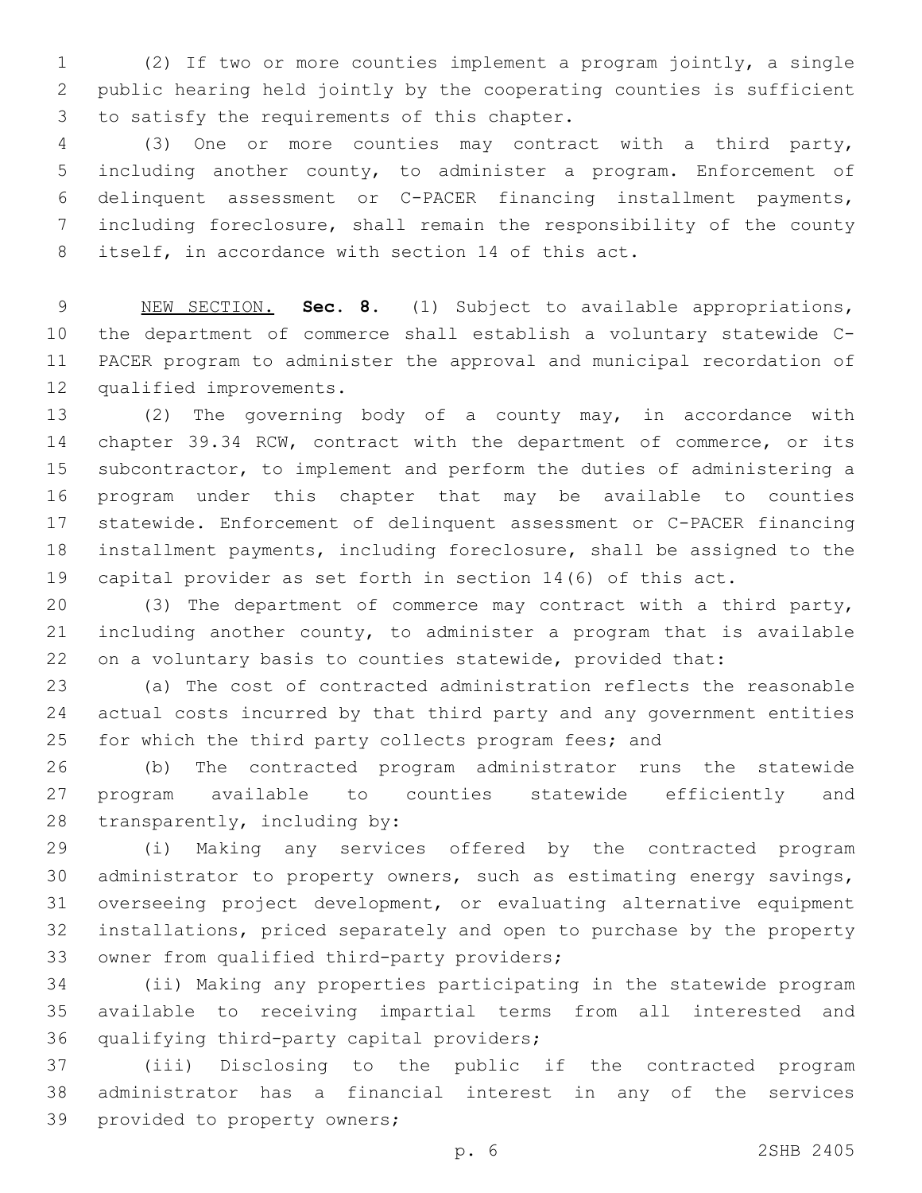(2) If two or more counties implement a program jointly, a single public hearing held jointly by the cooperating counties is sufficient to satisfy the requirements of this chapter.

(3) One or more counties may contract with a third party, including another county, to administer a program. Enforcement of delinquent assessment or C-PACER financing installment payments, including foreclosure, shall remain the responsibility of the county itself, in accordance with section 14 of this act.

NEW SECTION. **Sec. 8.** (1) Subject to available appropriations, the department of commerce shall establish a voluntary statewide C-PACER program to administer the approval and municipal recordation of qualified improvements.

(2) The governing body of a county may, in accordance with chapter 39.34 RCW, contract with the department of commerce, or its subcontractor, to implement and perform the duties of administering a program under this chapter that may be available to counties statewide. Enforcement of delinquent assessment or C-PACER financing installment payments, including foreclosure, shall be assigned to the capital provider as set forth in section 14(6) of this act.

(3) The department of commerce may contract with a third party, including another county, to administer a program that is available on a voluntary basis to counties statewide, provided that:

(a) The cost of contracted administration reflects the reasonable actual costs incurred by that third party and any government entities for which the third party collects program fees; and

(b) The contracted program administrator runs the statewide program available to counties statewide efficiently and transparently, including by:

(i) Making any services offered by the contracted program administrator to property owners, such as estimating energy savings, overseeing project development, or evaluating alternative equipment installations, priced separately and open to purchase by the property owner from qualified third-party providers;

(ii) Making any properties participating in the statewide program available to receiving impartial terms from all interested and qualifying third-party capital providers;

(iii) Disclosing to the public if the contracted program administrator has a financial interest in any of the services provided to property owners;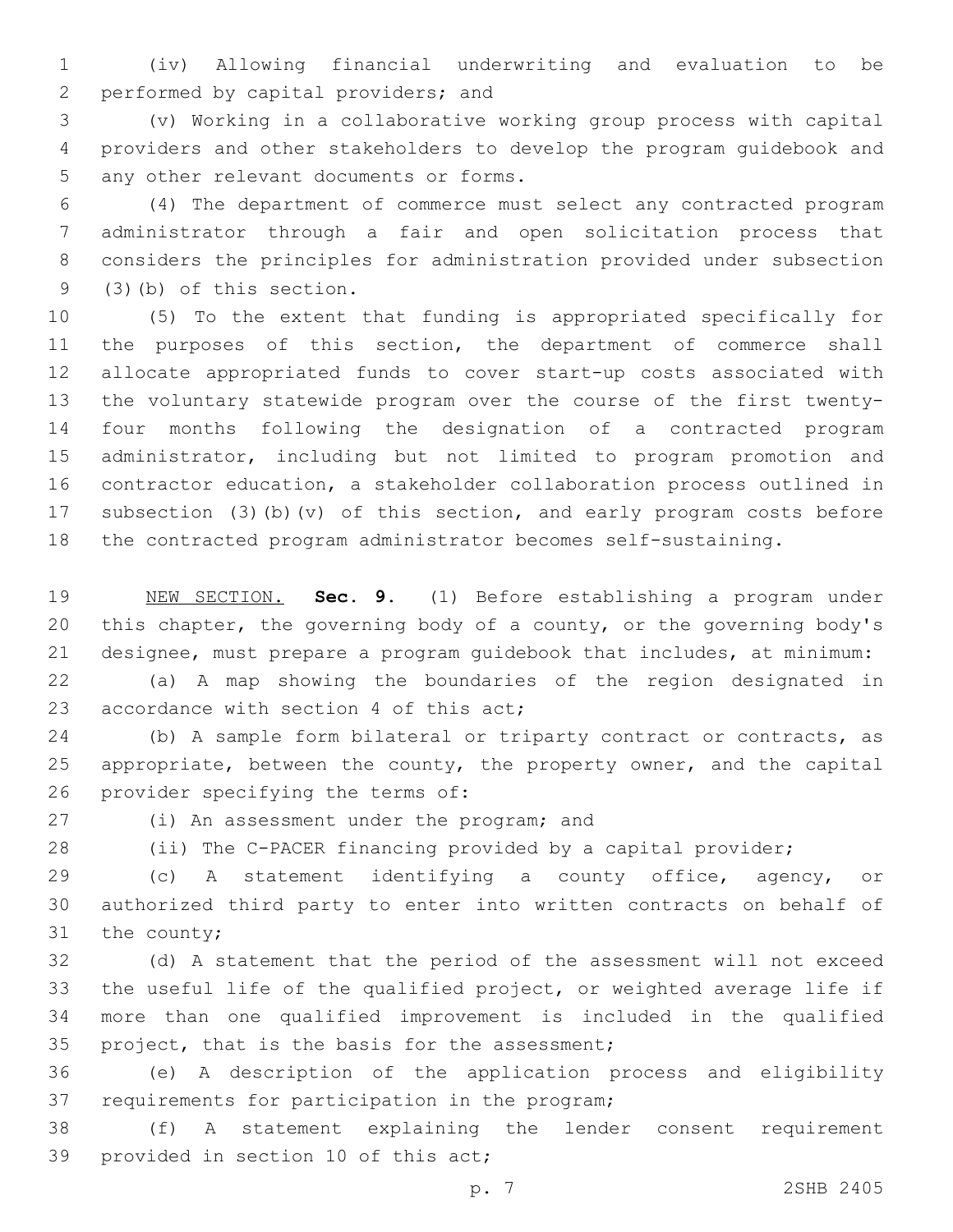(iv) Allowing financial underwriting and evaluation to be performed by capital providers; and

(v) Working in a collaborative working group process with capital providers and other stakeholders to develop the program guidebook and any other relevant documents or forms.

(4) The department of commerce must select any contracted program administrator through a fair and open solicitation process that considers the principles for administration provided under subsection (3)(b) of this section.

(5) To the extent that funding is appropriated specifically for the purposes of this section, the department of commerce shall allocate appropriated funds to cover start-up costs associated with the voluntary statewide program over the course of the first twenty-four months following the designation of a contracted program administrator, including but not limited to program promotion and contractor education, a stakeholder collaboration process outlined in subsection (3)(b)(v) of this section, and early program costs before the contracted program administrator becomes self-sustaining.

NEW SECTION. **Sec. 9.** (1) Before establishing a program under this chapter, the governing body of a county, or the governing body's designee, must prepare a program guidebook that includes, at minimum:

(a) A map showing the boundaries of the region designated in accordance with section 4 of this act;

(b) A sample form bilateral or triparty contract or contracts, as appropriate, between the county, the property owner, and the capital provider specifying the terms of:

(i) An assessment under the program; and

(ii) The C-PACER financing provided by a capital provider;

(c) A statement identifying a county office, agency, or authorized third party to enter into written contracts on behalf of the county;

(d) A statement that the period of the assessment will not exceed the useful life of the qualified project, or weighted average life if more than one qualified improvement is included in the qualified project, that is the basis for the assessment;

(e) A description of the application process and eligibility requirements for participation in the program;

(f) A statement explaining the lender consent requirement provided in section 10 of this act;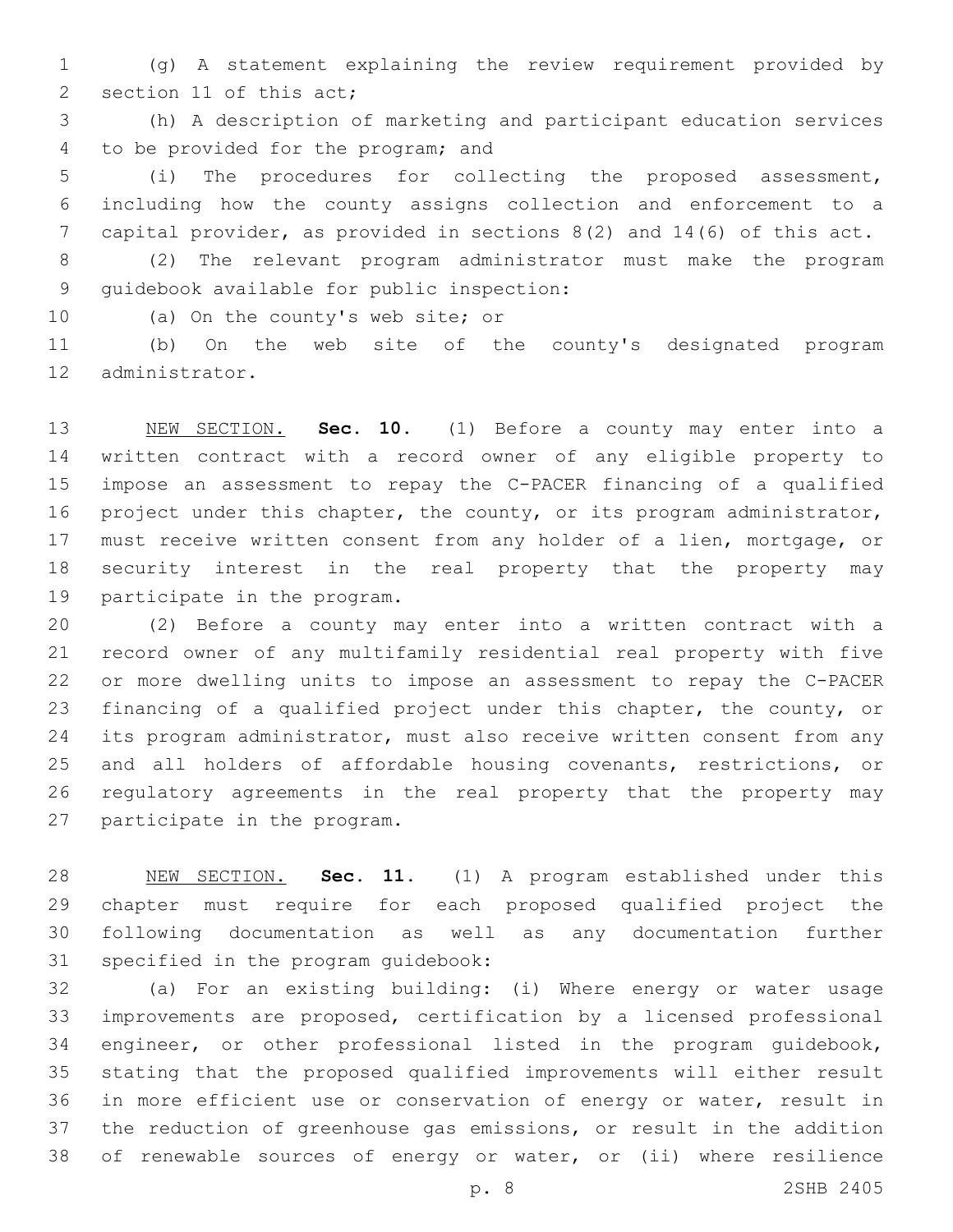(g) A statement explaining the review requirement provided by section 11 of this act;

(h) A description of marketing and participant education services to be provided for the program; and

(i) The procedures for collecting the proposed assessment, including how the county assigns collection and enforcement to a capital provider, as provided in sections 8(2) and 14(6) of this act.

(2) The relevant program administrator must make the program guidebook available for public inspection:

(a) On the county's web site; or

(b) On the web site of the county's designated program administrator.

NEW SECTION. **Sec. 10.** (1) Before a county may enter into a written contract with a record owner of any eligible property to impose an assessment to repay the C-PACER financing of a qualified project under this chapter, the county, or its program administrator, must receive written consent from any holder of a lien, mortgage, or security interest in the real property that the property may participate in the program.

(2) Before a county may enter into a written contract with a record owner of any multifamily residential real property with five or more dwelling units to impose an assessment to repay the C-PACER financing of a qualified project under this chapter, the county, or its program administrator, must also receive written consent from any and all holders of affordable housing covenants, restrictions, or regulatory agreements in the real property that the property may participate in the program.

NEW SECTION. **Sec. 11.** (1) A program established under this chapter must require for each proposed qualified project the following documentation as well as any documentation further specified in the program guidebook:

(a) For an existing building: (i) Where energy or water usage improvements are proposed, certification by a licensed professional engineer, or other professional listed in the program guidebook, stating that the proposed qualified improvements will either result in more efficient use or conservation of energy or water, result in the reduction of greenhouse gas emissions, or result in the addition of renewable sources of energy or water, or (ii) where resilience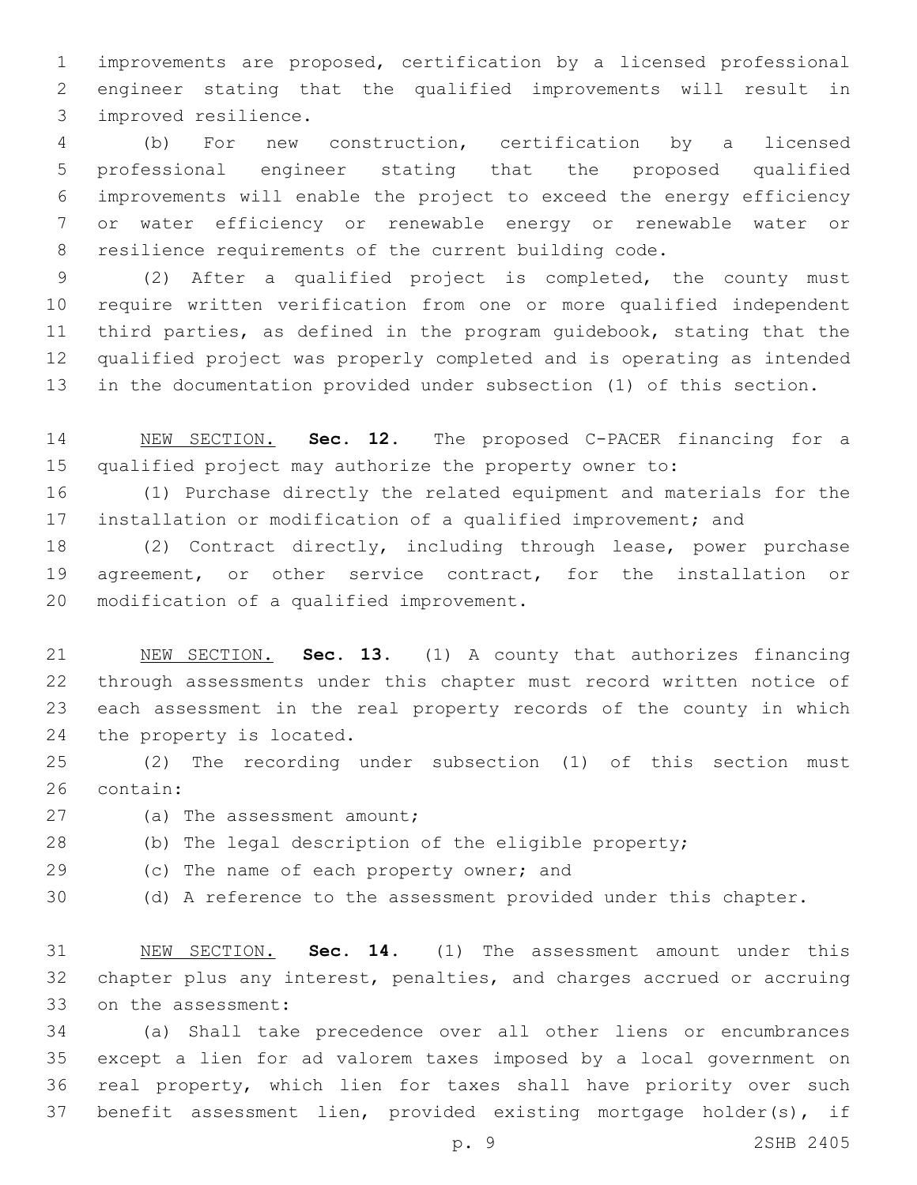improvements are proposed, certification by a licensed professional engineer stating that the qualified improvements will result in improved resilience.

(b) For new construction, certification by a licensed professional engineer stating that the proposed qualified improvements will enable the project to exceed the energy efficiency or water efficiency or renewable energy or renewable water or resilience requirements of the current building code.

(2) After a qualified project is completed, the county must require written verification from one or more qualified independent third parties, as defined in the program guidebook, stating that the qualified project was properly completed and is operating as intended in the documentation provided under subsection (1) of this section.

NEW SECTION. **Sec. 12.** The proposed C-PACER financing for a qualified project may authorize the property owner to:

(1) Purchase directly the related equipment and materials for the installation or modification of a qualified improvement; and

(2) Contract directly, including through lease, power purchase agreement, or other service contract, for the installation or modification of a qualified improvement.

NEW SECTION. **Sec. 13.** (1) A county that authorizes financing through assessments under this chapter must record written notice of each assessment in the real property records of the county in which the property is located.

(2) The recording under subsection (1) of this section must contain:

(a) The assessment amount;

(b) The legal description of the eligible property;

(c) The name of each property owner; and

(d) A reference to the assessment provided under this chapter.

NEW SECTION. **Sec. 14.** (1) The assessment amount under this chapter plus any interest, penalties, and charges accrued or accruing on the assessment:

(a) Shall take precedence over all other liens or encumbrances except a lien for ad valorem taxes imposed by a local government on real property, which lien for taxes shall have priority over such benefit assessment lien, provided existing mortgage holder(s), if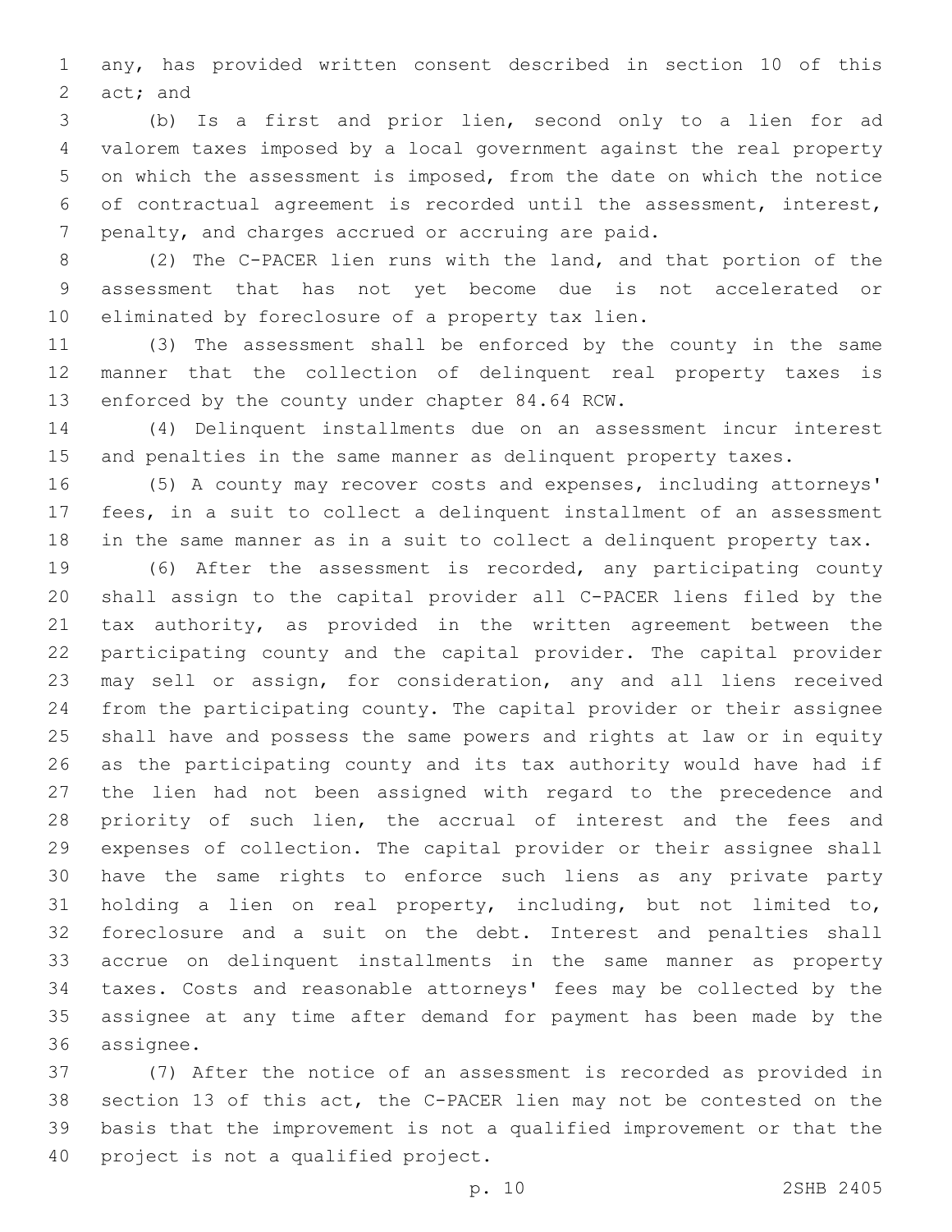any, has provided written consent described in section 10 of this act; and

(b) Is a first and prior lien, second only to a lien for ad valorem taxes imposed by a local government against the real property on which the assessment is imposed, from the date on which the notice of contractual agreement is recorded until the assessment, interest, penalty, and charges accrued or accruing are paid.

(2) The C-PACER lien runs with the land, and that portion of the assessment that has not yet become due is not accelerated or eliminated by foreclosure of a property tax lien.

(3) The assessment shall be enforced by the county in the same manner that the collection of delinquent real property taxes is enforced by the county under chapter 84.64 RCW.

(4) Delinquent installments due on an assessment incur interest and penalties in the same manner as delinquent property taxes.

(5) A county may recover costs and expenses, including attorneys' fees, in a suit to collect a delinquent installment of an assessment in the same manner as in a suit to collect a delinquent property tax.

(6) After the assessment is recorded, any participating county shall assign to the capital provider all C-PACER liens filed by the tax authority, as provided in the written agreement between the participating county and the capital provider. The capital provider may sell or assign, for consideration, any and all liens received from the participating county. The capital provider or their assignee shall have and possess the same powers and rights at law or in equity as the participating county and its tax authority would have had if the lien had not been assigned with regard to the precedence and priority of such lien, the accrual of interest and the fees and expenses of collection. The capital provider or their assignee shall have the same rights to enforce such liens as any private party holding a lien on real property, including, but not limited to, foreclosure and a suit on the debt. Interest and penalties shall accrue on delinquent installments in the same manner as property taxes. Costs and reasonable attorneys' fees may be collected by the assignee at any time after demand for payment has been made by the assignee.

(7) After the notice of an assessment is recorded as provided in section 13 of this act, the C-PACER lien may not be contested on the basis that the improvement is not a qualified improvement or that the project is not a qualified project.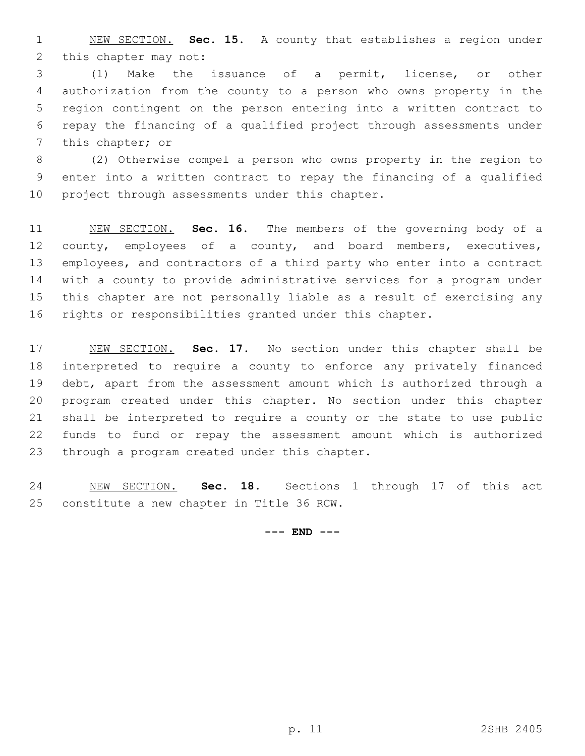NEW SECTION. **Sec. 15.** A county that establishes a region under this chapter may not:

(1) Make the issuance of a permit, license, or other authorization from the county to a person who owns property in the region contingent on the person entering into a written contract to repay the financing of a qualified project through assessments under this chapter; or

(2) Otherwise compel a person who owns property in the region to enter into a written contract to repay the financing of a qualified project through assessments under this chapter.

NEW SECTION. **Sec. 16.** The members of the governing body of a county, employees of a county, and board members, executives, employees, and contractors of a third party who enter into a contract with a county to provide administrative services for a program under this chapter are not personally liable as a result of exercising any rights or responsibilities granted under this chapter.

NEW SECTION. **Sec. 17.** No section under this chapter shall be interpreted to require a county to enforce any privately financed debt, apart from the assessment amount which is authorized through a program created under this chapter. No section under this chapter shall be interpreted to require a county or the state to use public funds to fund or repay the assessment amount which is authorized through a program created under this chapter.

NEW SECTION. **Sec. 18.** Sections 1 through 17 of this act constitute a new chapter in Title 36 RCW.

**--- END ---**